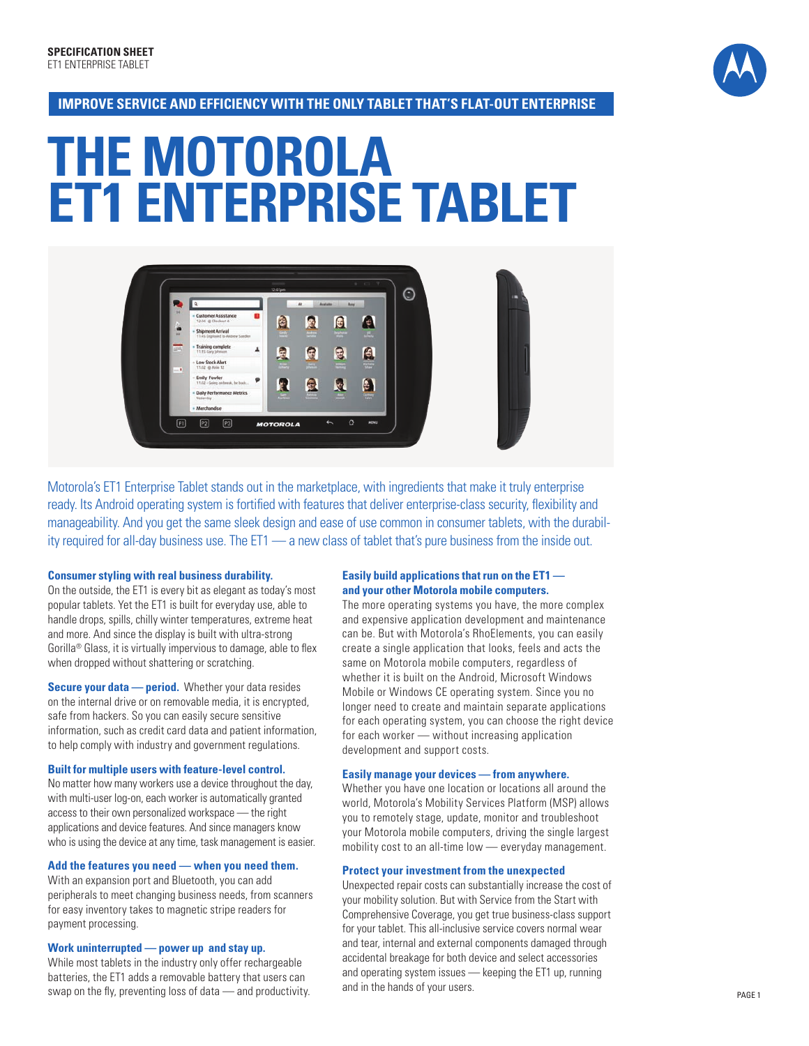**SPECIFICATION SHEET**
ET1 ENTERPRISE TABLET

**IMPROVE SERVICE AND EFFICIENCY WITH THE ONLY TABLET THAT'S FLAT-OUT ENTERPRISE**

# THE MOTOROLA ET1 ENTERPRISE TABLET

Motorola's ET1 Enterprise Tablet stands out in the marketplace, with ingredients that make it truly enterprise ready. Its Android operating system is fortified with features that deliver enterprise-class security, flexibility and manageability. And you get the same sleek design and ease of use common in consumer tablets, with the durability required for all-day business use. The ET1 — a new class of tablet that's pure business from the inside out.

### Consumer styling with real business durability.

On the outside, the ET1 is every bit as elegant as today's most popular tablets. Yet the ET1 is built for everyday use, able to handle drops, spills, chilly winter temperatures, extreme heat and more. And since the display is built with ultra-strong Gorilla® Glass, it is virtually impervious to damage, able to flex when dropped without shattering or scratching.

**Secure your data — period.** Whether your data resides on the internal drive or on removable media, it is encrypted, safe from hackers. So you can easily secure sensitive information, such as credit card data and patient information, to help comply with industry and government regulations.

### Built for multiple users with feature-level control.

No matter how many workers use a device throughout the day, with multi-user log-on, each worker is automatically granted access to their own personalized workspace — the right applications and device features. And since managers know who is using the device at any time, task management is easier.

### Add the features you need — when you need them.

With an expansion port and Bluetooth, you can add peripherals to meet changing business needs, from scanners for easy inventory takes to magnetic stripe readers for payment processing.

### Work uninterrupted — power up and stay up.

While most tablets in the industry only offer rechargeable batteries, the ET1 adds a removable battery that users can swap on the fly, preventing loss of data — and productivity.

### Easily build applications that run on the ET1 — and your other Motorola mobile computers.

The more operating systems you have, the more complex and expensive application development and maintenance can be. But with Motorola's RhoElements, you can easily create a single application that looks, feels and acts the same on Motorola mobile computers, regardless of whether it is built on the Android, Microsoft Windows Mobile or Windows CE operating system. Since you no longer need to create and maintain separate applications for each operating system, you can choose the right device for each worker — without increasing application development and support costs.

### Easily manage your devices — from anywhere.

Whether you have one location or locations all around the world, Motorola's Mobility Services Platform (MSP) allows you to remotely stage, update, monitor and troubleshoot your Motorola mobile computers, driving the single largest mobility cost to an all-time low — everyday management.

### Protect your investment from the unexpected

Unexpected repair costs can substantially increase the cost of your mobility solution. But with Service from the Start with Comprehensive Coverage, you get true business-class support for your tablet. This all-inclusive service covers normal wear and tear, internal and external components damaged through accidental breakage for both device and select accessories and operating system issues — keeping the ET1 up, running and in the hands of your users.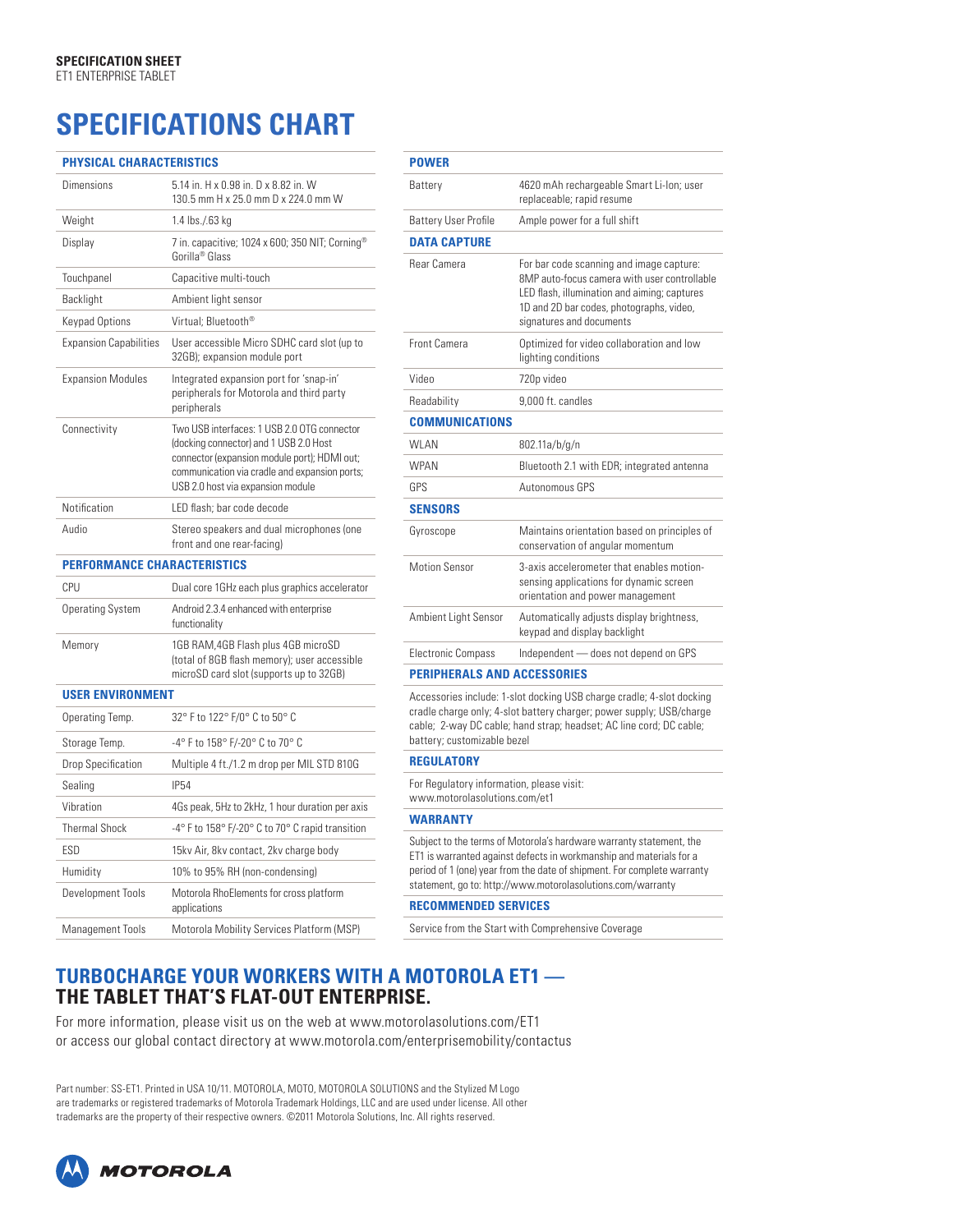SPECIFICATION SHEET
ET1 ENTERPRISE TABLET

# SPECIFICATIONS CHART

## PHYSICAL CHARACTERISTICS

| | |
|---|---|
| Dimensions | 5.14 in. H x 0.98 in. D x 8.82 in. W<br>130.5 mm H x 25.0 mm D x 224.0 mm W |
| Weight | 1.4 lbs./.63 kg |
| Display | 7 in. capacitive; 1024 x 600; 350 NIT; Corning® Gorilla® Glass |
| Touchpanel | Capacitive multi-touch |
| Backlight | Ambient light sensor |
| Keypad Options | Virtual; Bluetooth® |
| Expansion Capabilities | User accessible Micro SDHC card slot (up to 32GB); expansion module port |
| Expansion Modules | Integrated expansion port for 'snap-in' peripherals for Motorola and third party peripherals |
| Connectivity | Two USB interfaces: 1 USB 2.0 OTG connector (docking connector) and 1 USB 2.0 Host connector (expansion module port); HDMI out; communication via cradle and expansion ports; USB 2.0 host via expansion module |
| Notification | LED flash; bar code decode |
| Audio | Stereo speakers and dual microphones (one front and one rear-facing) |

## PERFORMANCE CHARACTERISTICS

| | |
|---|---|
| CPU | Dual core 1GHz each plus graphics accelerator |
| Operating System | Android 2.3.4 enhanced with enterprise functionality |
| Memory | 1GB RAM,4GB Flash plus 4GB microSD (total of 8GB flash memory); user accessible microSD card slot (supports up to 32GB) |

## USER ENVIRONMENT

| | |
|---|---|
| Operating Temp. | 32° F to 122° F/0° C to 50° C |
| Storage Temp. | -4° F to 158° F/-20° C to 70° C |
| Drop Specification | Multiple 4 ft./1.2 m drop per MIL STD 810G |
| Sealing | IP54 |
| Vibration | 4Gs peak, 5Hz to 2kHz, 1 hour duration per axis |
| Thermal Shock | -4° F to 158° F/-20° C to 70° C rapid transition |
| ESD | 15kv Air, 8kv contact, 2kv charge body |
| Humidity | 10% to 95% RH (non-condensing) |
| Development Tools | Motorola RhoElements for cross platform applications |
| Management Tools | Motorola Mobility Services Platform (MSP) |

## POWER

| | |
|---|---|
| Battery | 4620 mAh rechargeable Smart Li-Ion; user replaceable; rapid resume |
| Battery User Profile | Ample power for a full shift |

## DATA CAPTURE

| | |
|---|---|
| Rear Camera | For bar code scanning and image capture: 8MP auto-focus camera with user controllable LED flash, illumination and aiming; captures 1D and 2D bar codes, photographs, video, signatures and documents |
| Front Camera | Optimized for video collaboration and low lighting conditions |
| Video | 720p video |
| Readability | 9,000 ft. candles |

## COMMUNICATIONS

| | |
|---|---|
| WLAN | 802.11a/b/g/n |
| WPAN | Bluetooth 2.1 with EDR; integrated antenna |
| GPS | Autonomous GPS |

## SENSORS

| | |
|---|---|
| Gyroscope | Maintains orientation based on principles of conservation of angular momentum |
| Motion Sensor | 3-axis accelerometer that enables motion-sensing applications for dynamic screen orientation and power management |
| Ambient Light Sensor | Automatically adjusts display brightness, keypad and display backlight |
| Electronic Compass | Independent — does not depend on GPS |

## PERIPHERALS AND ACCESSORIES

Accessories include: 1-slot docking USB charge cradle; 4-slot docking cradle charge only; 4-slot battery charger; power supply; USB/charge cable; 2-way DC cable; hand strap; headset; AC line cord; DC cable; battery; customizable bezel

## REGULATORY

For Regulatory information, please visit: www.motorolasolutions.com/et1

## WARRANTY

Subject to the terms of Motorola's hardware warranty statement, the ET1 is warranted against defects in workmanship and materials for a period of 1 (one) year from the date of shipment. For complete warranty statement, go to: http://www.motorolasolutions.com/warranty

## RECOMMENDED SERVICES

Service from the Start with Comprehensive Coverage

## TURBOCHARGE YOUR WORKERS WITH A MOTOROLA ET1 — THE TABLET THAT'S FLAT-OUT ENTERPRISE.

For more information, please visit us on the web at www.motorolasolutions.com/ET1
or access our global contact directory at www.motorola.com/enterprisemobility/contactus

Part number: SS-ET1. Printed in USA 10/11. MOTOROLA, MOTO, MOTOROLA SOLUTIONS and the Stylized M Logo are trademarks or registered trademarks of Motorola Trademark Holdings, LLC and are used under license. All other trademarks are the property of their respective owners. ©2011 Motorola Solutions, Inc. All rights reserved.

MOTOROLA